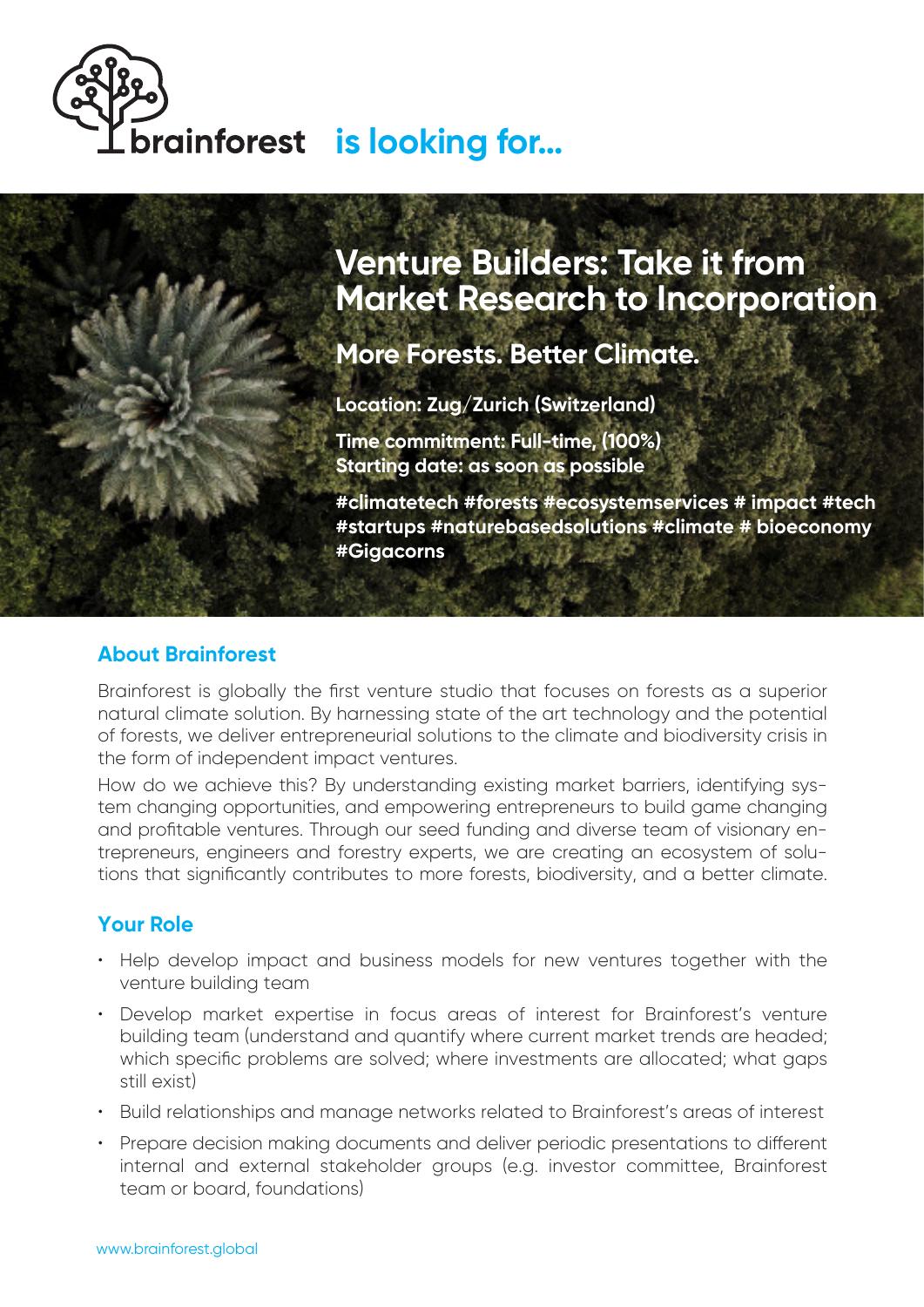# brainforest is looking for...

## Venture Builders: Take it from Market Research to Incorporation

### More Forests. Better Climate.

**Location: Zug/Zurich (Switzerland)**

**Time commitment: Full-time, (100%)**
**Starting date: as soon as possible**

**#climatetech #forests #ecosystemservices # impact #tech #startups #naturebasedsolutions #climate # bioeconomy #Gigacorns**

## About Brainforest

Brainforest is globally the first venture studio that focuses on forests as a superior natural climate solution. By harnessing state of the art technology and the potential of forests, we deliver entrepreneurial solutions to the climate and biodiversity crisis in the form of independent impact ventures.

How do we achieve this? By understanding existing market barriers, identifying system changing opportunities, and empowering entrepreneurs to build game changing and profitable ventures. Through our seed funding and diverse team of visionary entrepreneurs, engineers and forestry experts, we are creating an ecosystem of solutions that significantly contributes to more forests, biodiversity, and a better climate.

## Your Role

- Help develop impact and business models for new ventures together with the venture building team
- Develop market expertise in focus areas of interest for Brainforest's venture building team (understand and quantify where current market trends are headed; which specific problems are solved; where investments are allocated; what gaps still exist)
- Build relationships and manage networks related to Brainforest's areas of interest
- Prepare decision making documents and deliver periodic presentations to different internal and external stakeholder groups (e.g. investor committee, Brainforest team or board, foundations)

www.brainforest.global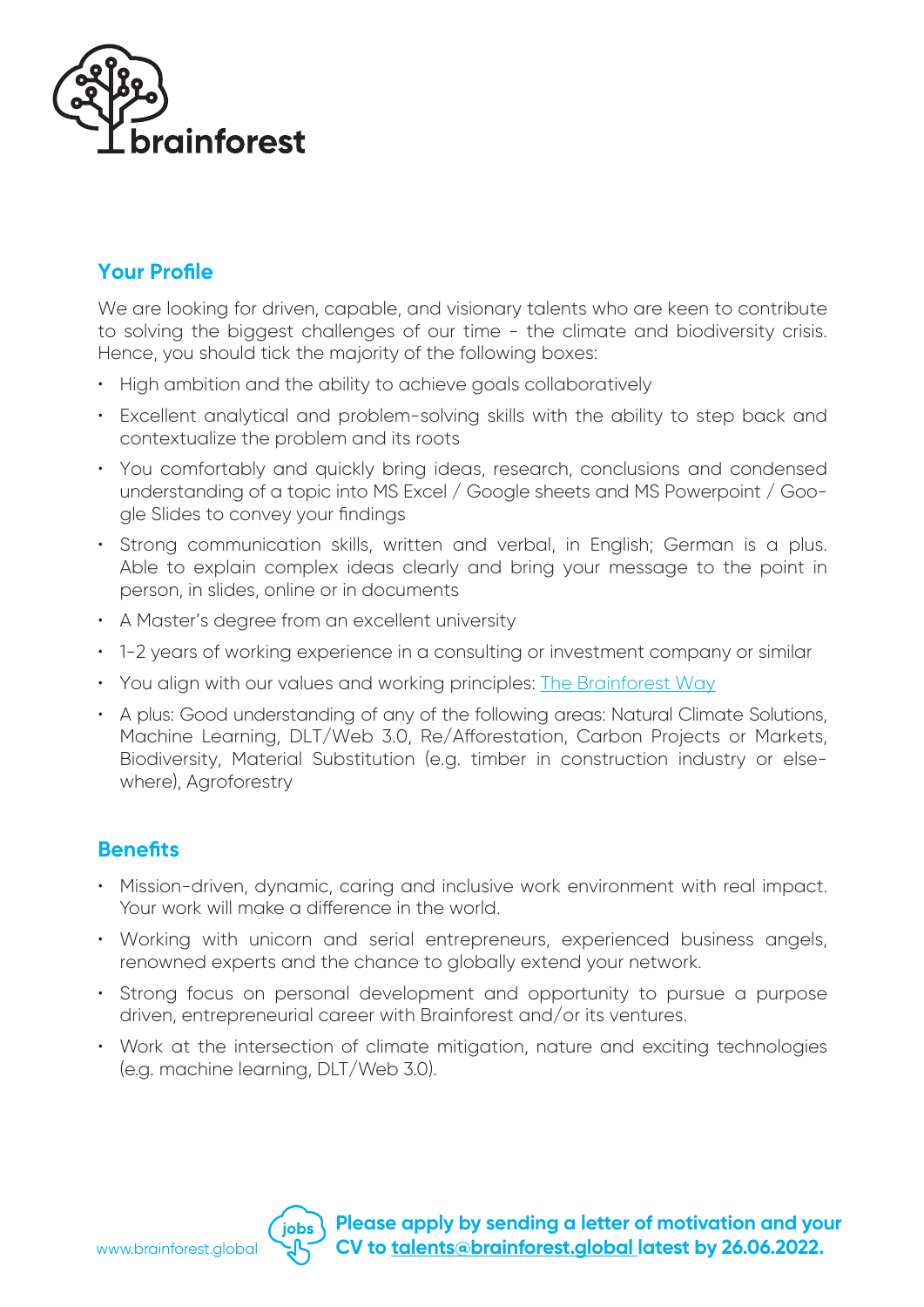## Your Profile

We are looking for driven, capable, and visionary talents who are keen to contribute to solving the biggest challenges of our time - the climate and biodiversity crisis. Hence, you should tick the majority of the following boxes:

- High ambition and the ability to achieve goals collaboratively
- Excellent analytical and problem-solving skills with the ability to step back and contextualize the problem and its roots
- You comfortably and quickly bring ideas, research, conclusions and condensed understanding of a topic into MS Excel / Google sheets and MS Powerpoint / Google Slides to convey your findings
- Strong communication skills, written and verbal, in English; German is a plus. Able to explain complex ideas clearly and bring your message to the point in person, in slides, online or in documents
- A Master's degree from an excellent university
- 1-2 years of working experience in a consulting or investment company or similar
- You align with our values and working principles: The Brainforest Way
- A plus: Good understanding of any of the following areas: Natural Climate Solutions, Machine Learning, DLT/Web 3.0, Re/Afforestation, Carbon Projects or Markets, Biodiversity, Material Substitution (e.g. timber in construction industry or elsewhere), Agroforestry

## Benefits

- Mission-driven, dynamic, caring and inclusive work environment with real impact. Your work will make a difference in the world.
- Working with unicorn and serial entrepreneurs, experienced business angels, renowned experts and the chance to globally extend your network.
- Strong focus on personal development and opportunity to pursue a purpose driven, entrepreneurial career with Brainforest and/or its ventures.
- Work at the intersection of climate mitigation, nature and exciting technologies (e.g. machine learning, DLT/Web 3.0).

www.brainforest.global

**Please apply by sending a letter of motivation and your CV to talents@brainforest.global latest by 26.06.2022.**